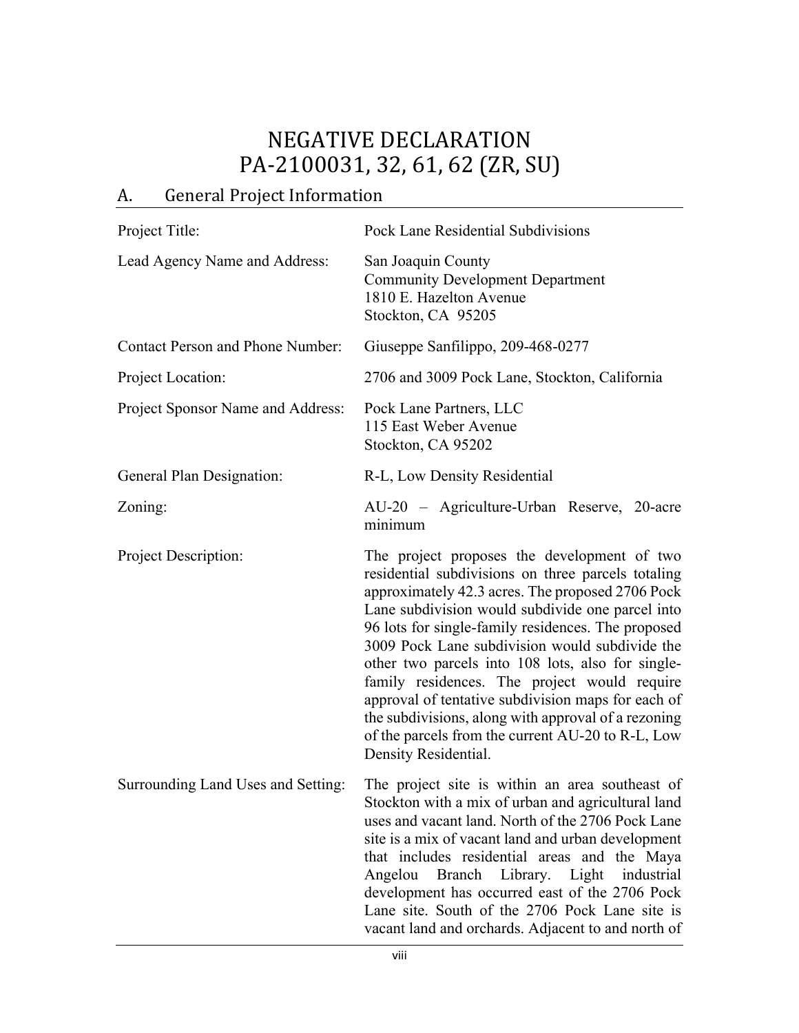# NEGATIVE DECLARATION
# PA-2100031, 32, 61, 62 (ZR, SU)

## A. General Project Information

| | |
|---|---|
| Project Title: | Pock Lane Residential Subdivisions |
| Lead Agency Name and Address: | San Joaquin County<br>Community Development Department<br>1810 E. Hazelton Avenue<br>Stockton, CA 95205 |
| Contact Person and Phone Number: | Giuseppe Sanfilippo, 209-468-0277 |
| Project Location: | 2706 and 3009 Pock Lane, Stockton, California |
| Project Sponsor Name and Address: | Pock Lane Partners, LLC<br>115 East Weber Avenue<br>Stockton, CA 95202 |
| General Plan Designation: | R-L, Low Density Residential |
| Zoning: | AU-20 – Agriculture-Urban Reserve, 20-acre minimum |
| Project Description: | The project proposes the development of two residential subdivisions on three parcels totaling approximately 42.3 acres. The proposed 2706 Pock Lane subdivision would subdivide one parcel into 96 lots for single-family residences. The proposed 3009 Pock Lane subdivision would subdivide the other two parcels into 108 lots, also for single-family residences. The project would require approval of tentative subdivision maps for each of the subdivisions, along with approval of a rezoning of the parcels from the current AU-20 to R-L, Low Density Residential. |
| Surrounding Land Uses and Setting: | The project site is within an area southeast of Stockton with a mix of urban and agricultural land uses and vacant land. North of the 2706 Pock Lane site is a mix of vacant land and urban development that includes residential areas and the Maya Angelou Branch Library. Light industrial development has occurred east of the 2706 Pock Lane site. South of the 2706 Pock Lane site is vacant land and orchards. Adjacent to and north of |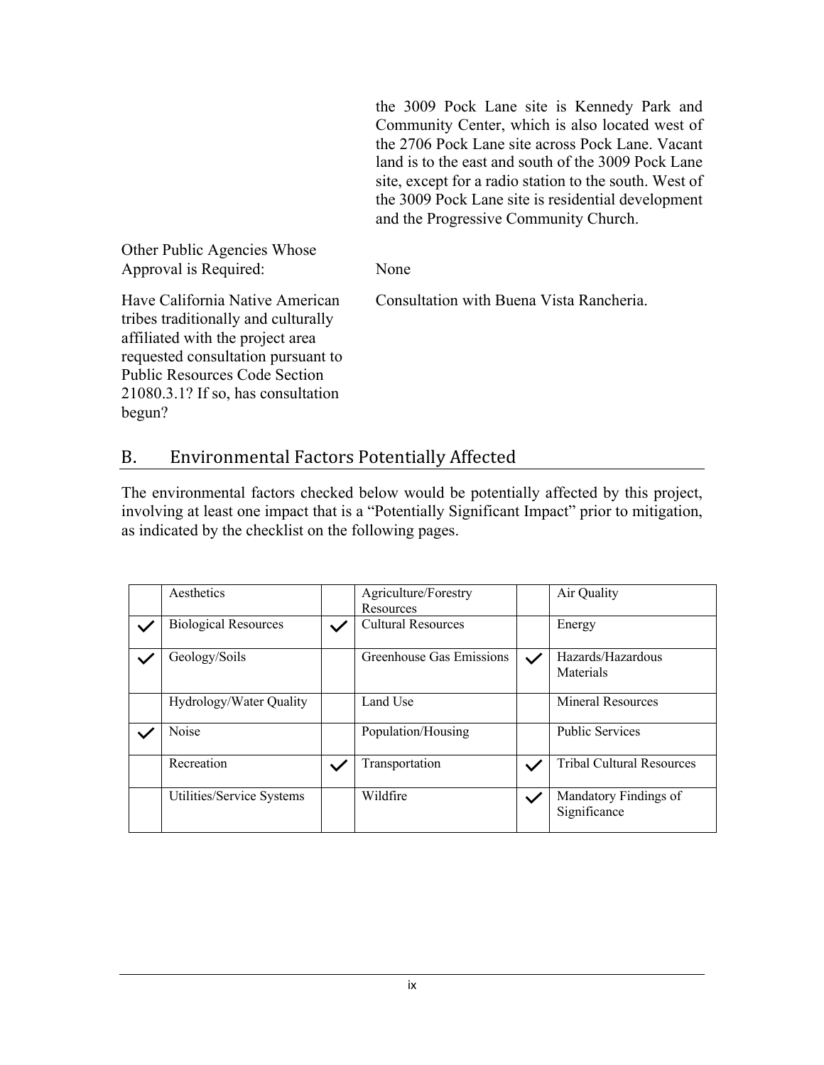| | |
|---|---|
| | the 3009 Pock Lane site is Kennedy Park and Community Center, which is also located west of the 2706 Pock Lane site across Pock Lane. Vacant land is to the east and south of the 3009 Pock Lane site, except for a radio station to the south. West of the 3009 Pock Lane site is residential development and the Progressive Community Church. |
| Other Public Agencies Whose Approval is Required: | None |
| Have California Native American tribes traditionally and culturally affiliated with the project area requested consultation pursuant to Public Resources Code Section 21080.3.1? If so, has consultation begun? | Consultation with Buena Vista Rancheria. |

## B. Environmental Factors Potentially Affected

The environmental factors checked below would be potentially affected by this project, involving at least one impact that is a "Potentially Significant Impact" prior to mitigation, as indicated by the checklist on the following pages.

| | | | | | |
|---|---|---|---|---|---|
| | Aesthetics | | Agriculture/Forestry Resources | | Air Quality |
| ✓ | Biological Resources | ✓ | Cultural Resources | | Energy |
| ✓ | Geology/Soils | | Greenhouse Gas Emissions | ✓ | Hazards/Hazardous Materials |
| | Hydrology/Water Quality | | Land Use | | Mineral Resources |
| ✓ | Noise | | Population/Housing | | Public Services |
| | Recreation | ✓ | Transportation | ✓ | Tribal Cultural Resources |
| | Utilities/Service Systems | | Wildfire | ✓ | Mandatory Findings of Significance |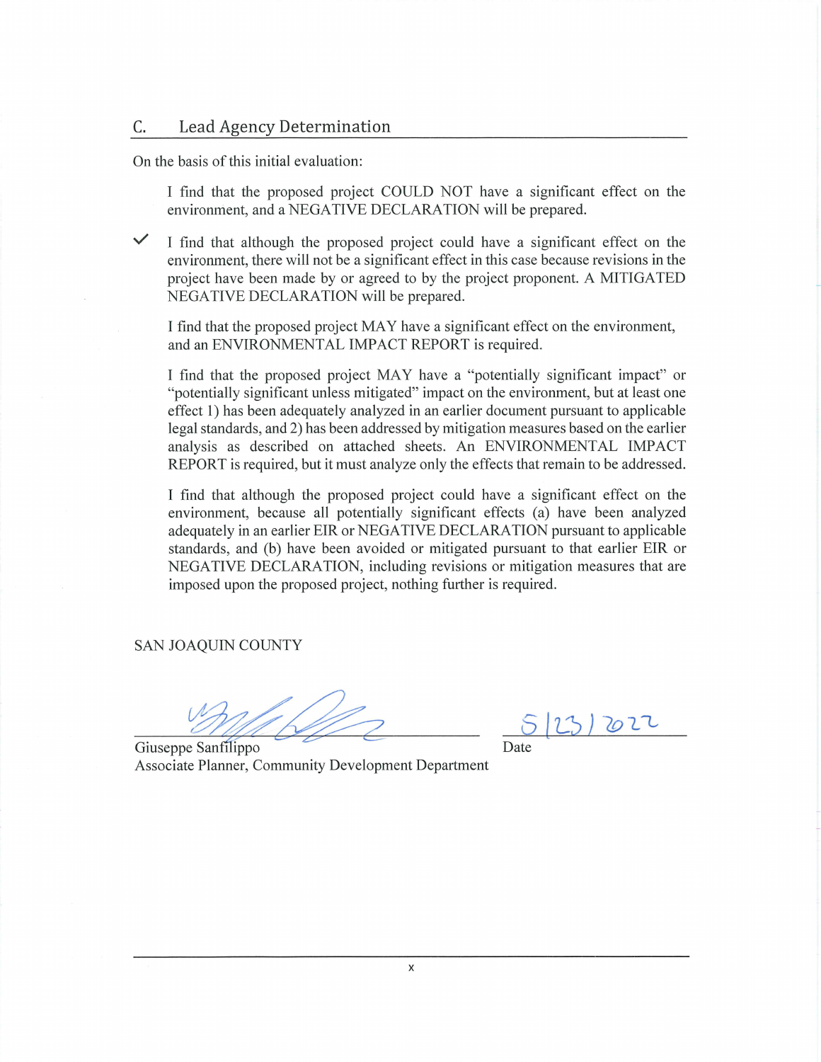## C. Lead Agency Determination

On the basis of this initial evaluation:

I find that the proposed project COULD NOT have a significant effect on the environment, and a NEGATIVE DECLARATION will be prepared.

✓ I find that although the proposed project could have a significant effect on the environment, there will not be a significant effect in this case because revisions in the project have been made by or agreed to by the project proponent. A MITIGATED NEGATIVE DECLARATION will be prepared.

I find that the proposed project MAY have a significant effect on the environment, and an ENVIRONMENTAL IMPACT REPORT is required.

I find that the proposed project MAY have a "potentially significant impact" or "potentially significant unless mitigated" impact on the environment, but at least one effect 1) has been adequately analyzed in an earlier document pursuant to applicable legal standards, and 2) has been addressed by mitigation measures based on the earlier analysis as described on attached sheets. An ENVIRONMENTAL IMPACT REPORT is required, but it must analyze only the effects that remain to be addressed.

I find that although the proposed project could have a significant effect on the environment, because all potentially significant effects (a) have been analyzed adequately in an earlier EIR or NEGATIVE DECLARATION pursuant to applicable standards, and (b) have been avoided or mitigated pursuant to that earlier EIR or NEGATIVE DECLARATION, including revisions or mitigation measures that are imposed upon the proposed project, nothing further is required.

SAN JOAQUIN COUNTY

Giuseppe Sanfilippo
Associate Planner, Community Development Department

5/23/2022
Date